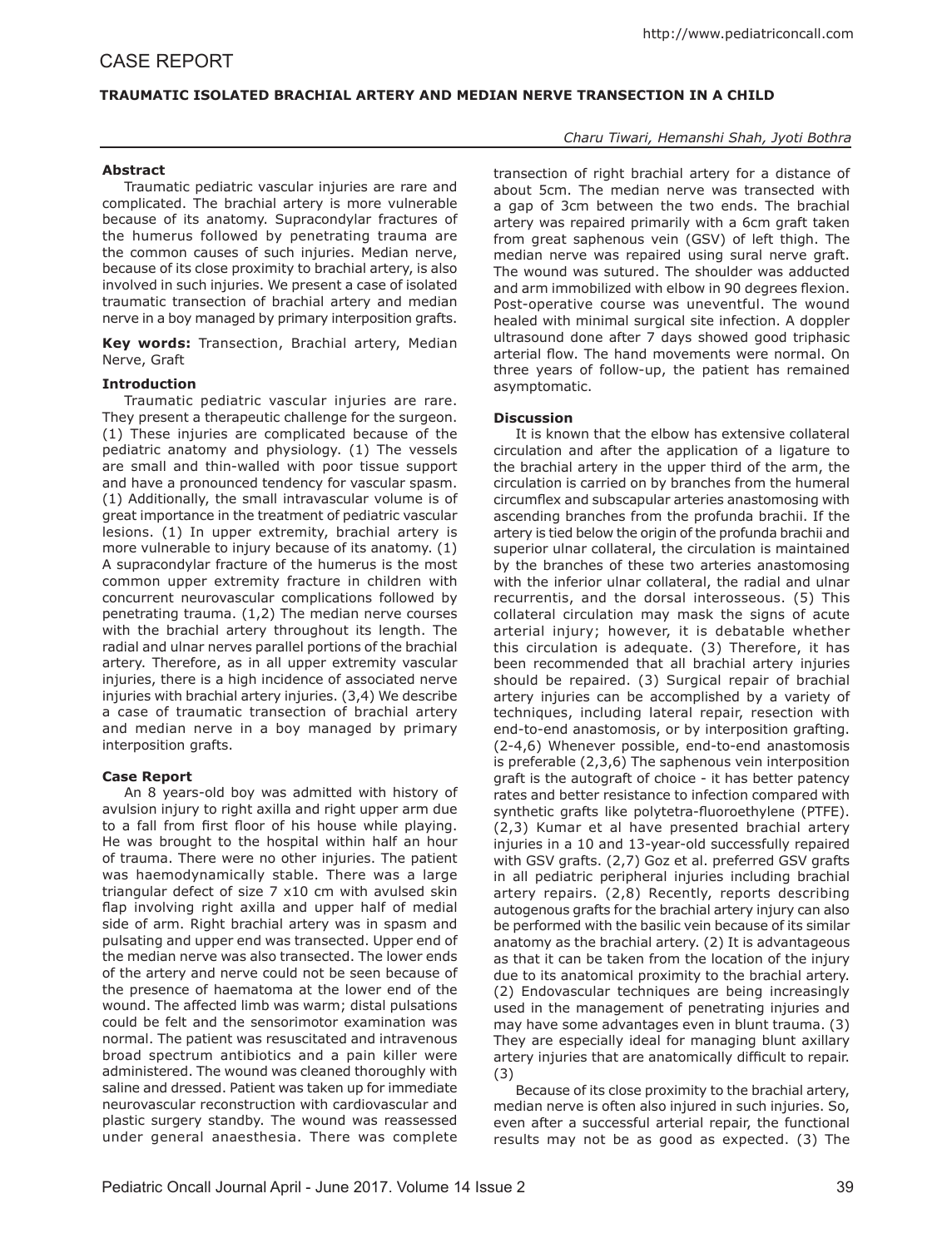CASE REPORT

# TRAUMATIC ISOLATED BRACHIAL ARTERY AND MEDIAN NERVE TRANSECTION IN A CHILD

*Charu Tiwari, Hemanshi Shah, Jyoti Bothra*

## Abstract

Traumatic pediatric vascular injuries are rare and complicated. The brachial artery is more vulnerable because of its anatomy. Supracondylar fractures of the humerus followed by penetrating trauma are the common causes of such injuries. Median nerve, because of its close proximity to brachial artery, is also involved in such injuries. We present a case of isolated traumatic transection of brachial artery and median nerve in a boy managed by primary interposition grafts.

**Key words:** Transection, Brachial artery, Median Nerve, Graft

## Introduction

Traumatic pediatric vascular injuries are rare. They present a therapeutic challenge for the surgeon. (1) These injuries are complicated because of the pediatric anatomy and physiology. (1) The vessels are small and thin-walled with poor tissue support and have a pronounced tendency for vascular spasm. (1) Additionally, the small intravascular volume is of great importance in the treatment of pediatric vascular lesions. (1) In upper extremity, brachial artery is more vulnerable to injury because of its anatomy. (1) A supracondylar fracture of the humerus is the most common upper extremity fracture in children with concurrent neurovascular complications followed by penetrating trauma. (1,2) The median nerve courses with the brachial artery throughout its length. The radial and ulnar nerves parallel portions of the brachial artery. Therefore, as in all upper extremity vascular injuries, there is a high incidence of associated nerve injuries with brachial artery injuries. (3,4) We describe a case of traumatic transection of brachial artery and median nerve in a boy managed by primary interposition grafts.

## Case Report

An 8 years-old boy was admitted with history of avulsion injury to right axilla and right upper arm due to a fall from first floor of his house while playing. He was brought to the hospital within half an hour of trauma. There were no other injuries. The patient was haemodynamically stable. There was a large triangular defect of size 7 x10 cm with avulsed skin flap involving right axilla and upper half of medial side of arm. Right brachial artery was in spasm and pulsating and upper end was transected. Upper end of the median nerve was also transected. The lower ends of the artery and nerve could not be seen because of the presence of haematoma at the lower end of the wound. The affected limb was warm; distal pulsations could be felt and the sensorimotor examination was normal. The patient was resuscitated and intravenous broad spectrum antibiotics and a pain killer were administered. The wound was cleaned thoroughly with saline and dressed. Patient was taken up for immediate neurovascular reconstruction with cardiovascular and plastic surgery standby. The wound was reassessed under general anaesthesia. There was complete transection of right brachial artery for a distance of about 5cm. The median nerve was transected with a gap of 3cm between the two ends. The brachial artery was repaired primarily with a 6cm graft taken from great saphenous vein (GSV) of left thigh. The median nerve was repaired using sural nerve graft. The wound was sutured. The shoulder was adducted and arm immobilized with elbow in 90 degrees flexion. Post-operative course was uneventful. The wound healed with minimal surgical site infection. A doppler ultrasound done after 7 days showed good triphasic arterial flow. The hand movements were normal. On three years of follow-up, the patient has remained asymptomatic.

## Discussion

It is known that the elbow has extensive collateral circulation and after the application of a ligature to the brachial artery in the upper third of the arm, the circulation is carried on by branches from the humeral circumflex and subscapular arteries anastomosing with ascending branches from the profunda brachii. If the artery is tied below the origin of the profunda brachii and superior ulnar collateral, the circulation is maintained by the branches of these two arteries anastomosing with the inferior ulnar collateral, the radial and ulnar recurrentis, and the dorsal interosseous. (5) This collateral circulation may mask the signs of acute arterial injury; however, it is debatable whether this circulation is adequate. (3) Therefore, it has been recommended that all brachial artery injuries should be repaired. (3) Surgical repair of brachial artery injuries can be accomplished by a variety of techniques, including lateral repair, resection with end-to-end anastomosis, or by interposition grafting. (2-4,6) Whenever possible, end-to-end anastomosis is preferable (2,3,6) The saphenous vein interposition graft is the autograft of choice - it has better patency rates and better resistance to infection compared with synthetic grafts like polytetra-fluoroethylene (PTFE). (2,3) Kumar et al have presented brachial artery injuries in a 10 and 13-year-old successfully repaired with GSV grafts. (2,7) Goz et al. preferred GSV grafts in all pediatric peripheral injuries including brachial artery repairs. (2,8) Recently, reports describing autogenous grafts for the brachial artery injury can also be performed with the basilic vein because of its similar anatomy as the brachial artery. (2) It is advantageous as that it can be taken from the location of the injury due to its anatomical proximity to the brachial artery. (2) Endovascular techniques are being increasingly used in the management of penetrating injuries and may have some advantages even in blunt trauma. (3) They are especially ideal for managing blunt axillary artery injuries that are anatomically difficult to repair. (3)

Because of its close proximity to the brachial artery, median nerve is often also injured in such injuries. So, even after a successful arterial repair, the functional results may not be as good as expected. (3) The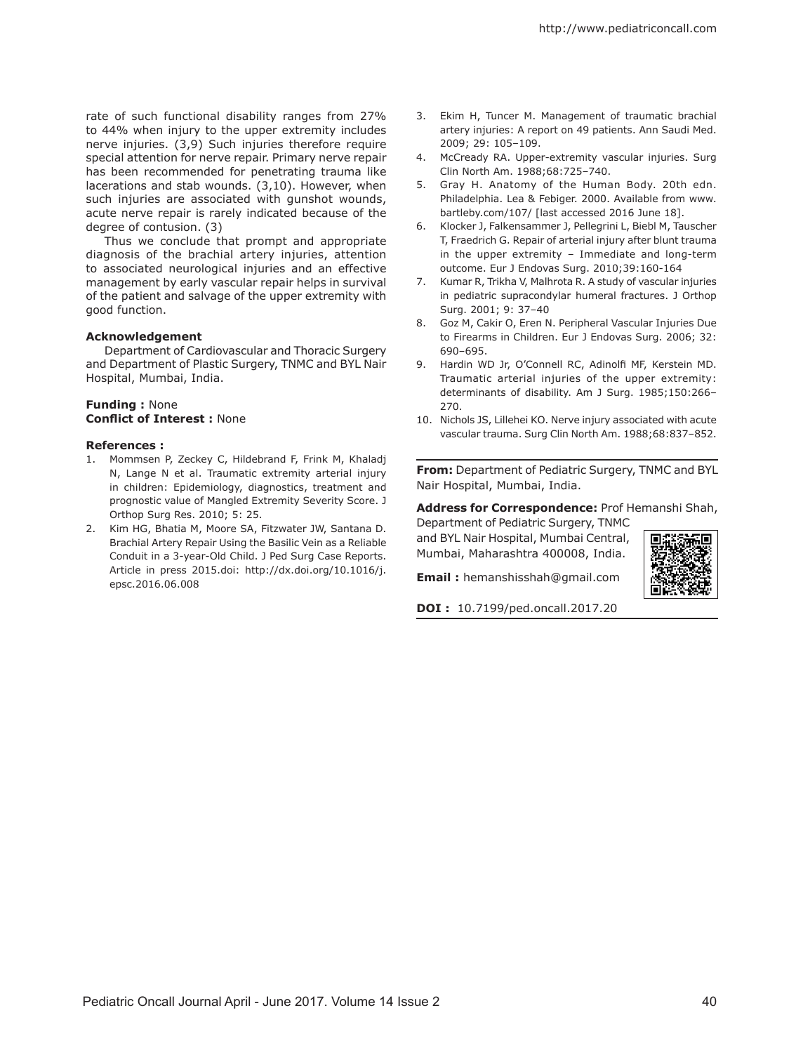rate of such functional disability ranges from 27% to 44% when injury to the upper extremity includes nerve injuries. (3,9) Such injuries therefore require special attention for nerve repair. Primary nerve repair has been recommended for penetrating trauma like lacerations and stab wounds. (3,10). However, when such injuries are associated with gunshot wounds, acute nerve repair is rarely indicated because of the degree of contusion. (3)

Thus we conclude that prompt and appropriate diagnosis of the brachial artery injuries, attention to associated neurological injuries and an effective management by early vascular repair helps in survival of the patient and salvage of the upper extremity with good function.

**Acknowledgement**

Department of Cardiovascular and Thoracic Surgery and Department of Plastic Surgery, TNMC and BYL Nair Hospital, Mumbai, India.

**Funding :** None
**Conflict of Interest :** None

**References :**

1. Mommsen P, Zeckey C, Hildebrand F, Frink M, Khaladj N, Lange N et al. Traumatic extremity arterial injury in children: Epidemiology, diagnostics, treatment and prognostic value of Mangled Extremity Severity Score. J Orthop Surg Res. 2010; 5: 25.
2. Kim HG, Bhatia M, Moore SA, Fitzwater JW, Santana D. Brachial Artery Repair Using the Basilic Vein as a Reliable Conduit in a 3-year-Old Child. J Ped Surg Case Reports. Article in press 2015.doi: http://dx.doi.org/10.1016/j.epsc.2016.06.008
3. Ekim H, Tuncer M. Management of traumatic brachial artery injuries: A report on 49 patients. Ann Saudi Med. 2009; 29: 105–109.
4. McCready RA. Upper-extremity vascular injuries. Surg Clin North Am. 1988;68:725–740.
5. Gray H. Anatomy of the Human Body. 20th edn. Philadelphia. Lea & Febiger. 2000. Available from www.bartleby.com/107/ [last accessed 2016 June 18].
6. Klocker J, Falkensammer J, Pellegrini L, Biebl M, Tauscher T, Fraedrich G. Repair of arterial injury after blunt trauma in the upper extremity – Immediate and long-term outcome. Eur J Endovas Surg. 2010;39:160-164
7. Kumar R, Trikha V, Malhrota R. A study of vascular injuries in pediatric supracondylar humeral fractures. J Orthop Surg. 2001; 9: 37–40
8. Goz M, Cakir O, Eren N. Peripheral Vascular Injuries Due to Firearms in Children. Eur J Endovas Surg. 2006; 32: 690–695.
9. Hardin WD Jr, O'Connell RC, Adinolfi MF, Kerstein MD. Traumatic arterial injuries of the upper extremity: determinants of disability. Am J Surg. 1985;150:266–270.
10. Nichols JS, Lillehei KO. Nerve injury associated with acute vascular trauma. Surg Clin North Am. 1988;68:837–852.

**From:** Department of Pediatric Surgery, TNMC and BYL Nair Hospital, Mumbai, India.

**Address for Correspondence:** Prof Hemanshi Shah, Department of Pediatric Surgery, TNMC and BYL Nair Hospital, Mumbai Central, Mumbai, Maharashtra 400008, India.

**Email :** hemanshisshah@gmail.com

**DOI :** 10.7199/ped.oncall.2017.20